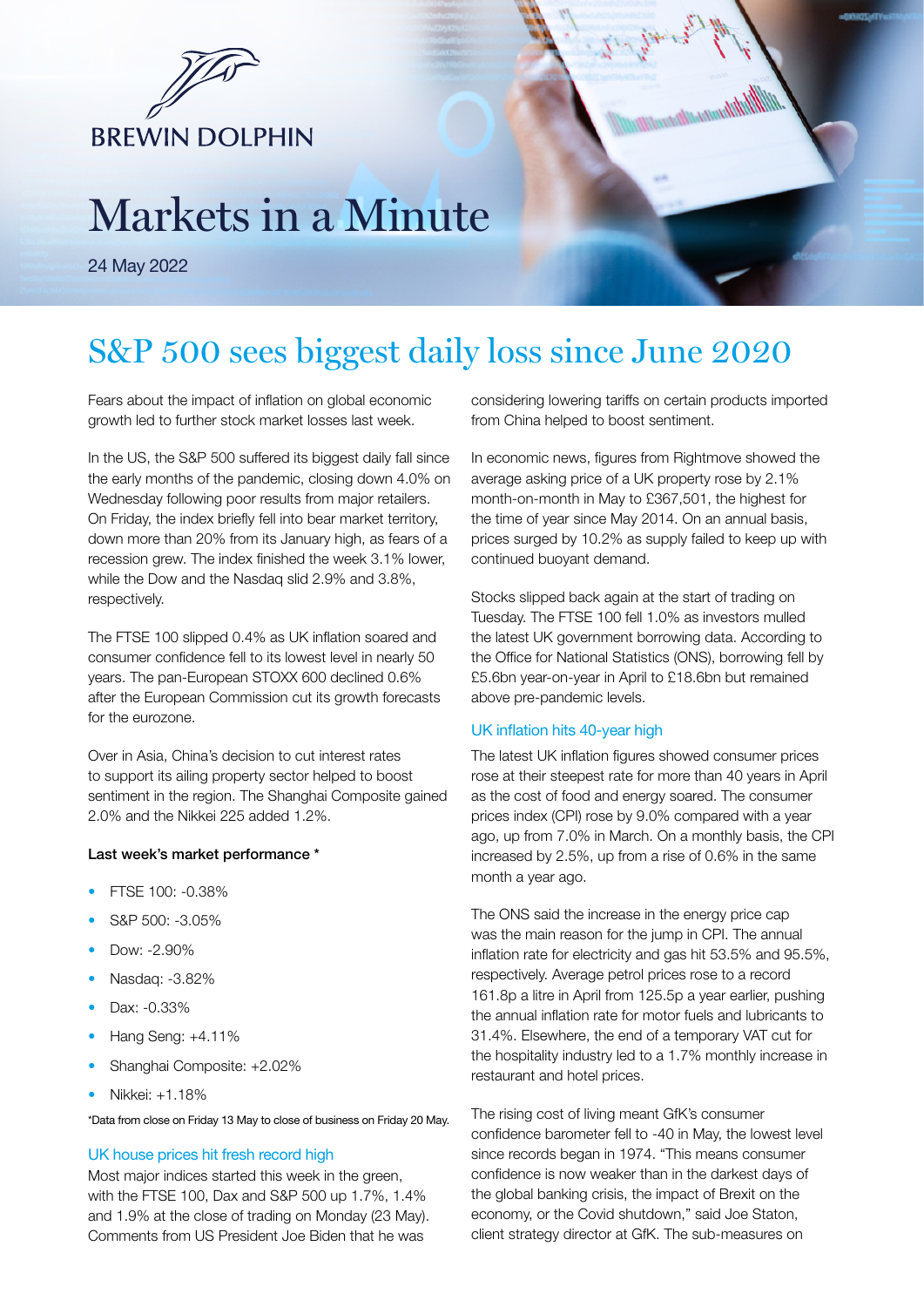BREWIN DOLPHIN

# Markets in a Minute

24 May 2022

## S&P 500 sees biggest daily loss since June 2020

Fears about the impact of inflation on global economic growth led to further stock market losses last week.

In the US, the S&P 500 suffered its biggest daily fall since the early months of the pandemic, closing down 4.0% on Wednesday following poor results from major retailers. On Friday, the index briefly fell into bear market territory, down more than 20% from its January high, as fears of a recession grew. The index finished the week 3.1% lower, while the Dow and the Nasdaq slid 2.9% and 3.8%, respectively.

The FTSE 100 slipped 0.4% as UK inflation soared and consumer confidence fell to its lowest level in nearly 50 years. The pan-European STOXX 600 declined 0.6% after the European Commission cut its growth forecasts for the eurozone.

Over in Asia, China's decision to cut interest rates to support its ailing property sector helped to boost sentiment in the region. The Shanghai Composite gained 2.0% and the Nikkei 225 added 1.2%.

**Last week's market performance** *

- FTSE 100: -0.38%
- S&P 500: -3.05%
- Dow: -2.90%
- Nasdaq: -3.82%
- Dax: -0.33%
- Hang Seng: +4.11%
- Shanghai Composite: +2.02%
- Nikkei: +1.18%

*Data from close on Friday 13 May to close of business on Friday 20 May.

### UK house prices hit fresh record high

Most major indices started this week in the green, with the FTSE 100, Dax and S&P 500 up 1.7%, 1.4% and 1.9% at the close of trading on Monday (23 May). Comments from US President Joe Biden that he was considering lowering tariffs on certain products imported from China helped to boost sentiment.

In economic news, figures from Rightmove showed the average asking price of a UK property rose by 2.1% month-on-month in May to £367,501, the highest for the time of year since May 2014. On an annual basis, prices surged by 10.2% as supply failed to keep up with continued buoyant demand.

Stocks slipped back again at the start of trading on Tuesday. The FTSE 100 fell 1.0% as investors mulled the latest UK government borrowing data. According to the Office for National Statistics (ONS), borrowing fell by £5.6bn year-on-year in April to £18.6bn but remained above pre-pandemic levels.

### UK inflation hits 40-year high

The latest UK inflation figures showed consumer prices rose at their steepest rate for more than 40 years in April as the cost of food and energy soared. The consumer prices index (CPI) rose by 9.0% compared with a year ago, up from 7.0% in March. On a monthly basis, the CPI increased by 2.5%, up from a rise of 0.6% in the same month a year ago.

The ONS said the increase in the energy price cap was the main reason for the jump in CPI. The annual inflation rate for electricity and gas hit 53.5% and 95.5%, respectively. Average petrol prices rose to a record 161.8p a litre in April from 125.5p a year earlier, pushing the annual inflation rate for motor fuels and lubricants to 31.4%. Elsewhere, the end of a temporary VAT cut for the hospitality industry led to a 1.7% monthly increase in restaurant and hotel prices.

The rising cost of living meant GfK's consumer confidence barometer fell to -40 in May, the lowest level since records began in 1974. "This means consumer confidence is now weaker than in the darkest days of the global banking crisis, the impact of Brexit on the economy, or the Covid shutdown," said Joe Staton, client strategy director at GfK. The sub-measures on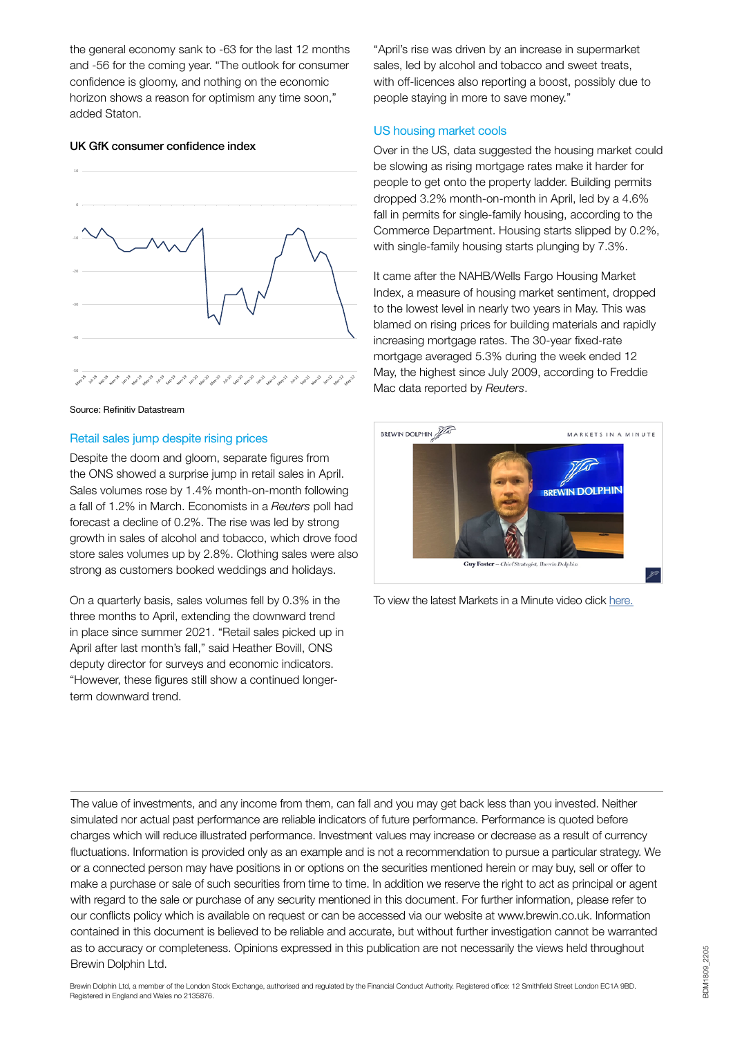the general economy sank to -63 for the last 12 months and -56 for the coming year. "The outlook for consumer confidence is gloomy, and nothing on the economic horizon shows a reason for optimism any time soon," added Staton.

**UK GfK consumer confidence index**

10
0
-10
-20
-30
-40
-50

May-18 Jul-18 Sep-18 Nov-18 Jan-19 Mar-19 May-19 Jul-19 Sep-19 Nov-19 Jan-20 Mar-20 May-20 Jul-20 Sep-20 Nov-20 Jan-21 Mar-21 May-21 Jul-21 Sep-21 Nov-21 Jan-22 Mar-22 May-22

Source: Refinitiv Datastream

## Retail sales jump despite rising prices

Despite the doom and gloom, separate figures from the ONS showed a surprise jump in retail sales in April. Sales volumes rose by 1.4% month-on-month following a fall of 1.2% in March. Economists in a *Reuters* poll had forecast a decline of 0.2%. The rise was led by strong growth in sales of alcohol and tobacco, which drove food store sales volumes up by 2.8%. Clothing sales were also strong as customers booked weddings and holidays.

On a quarterly basis, sales volumes fell by 0.3% in the three months to April, extending the downward trend in place since summer 2021. "Retail sales picked up in April after last month's fall," said Heather Bovill, ONS deputy director for surveys and economic indicators. "However, these figures still show a continued longer-term downward trend.

"April's rise was driven by an increase in supermarket sales, led by alcohol and tobacco and sweet treats, with off-licences also reporting a boost, possibly due to people staying in more to save money."

## US housing market cools

Over in the US, data suggested the housing market could be slowing as rising mortgage rates make it harder for people to get onto the property ladder. Building permits dropped 3.2% month-on-month in April, led by a 4.6% fall in permits for single-family housing, according to the Commerce Department. Housing starts slipped by 0.2%, with single-family housing starts plunging by 7.3%.

It came after the NAHB/Wells Fargo Housing Market Index, a measure of housing market sentiment, dropped to the lowest level in nearly two years in May. This was blamed on rising prices for building materials and rapidly increasing mortgage rates. The 30-year fixed-rate mortgage averaged 5.3% during the week ended 12 May, the highest since July 2009, according to Freddie Mac data reported by *Reuters*.

BREWIN DOLPHIN MARKETS IN A MINUTE

Guy Foster – Chief Strategist, Brewin Dolphin

To view the latest Markets in a Minute video click here.

---

The value of investments, and any income from them, can fall and you may get back less than you invested. Neither simulated nor actual past performance are reliable indicators of future performance. Performance is quoted before charges which will reduce illustrated performance. Investment values may increase or decrease as a result of currency fluctuations. Information is provided only as an example and is not a recommendation to pursue a particular strategy. We or a connected person may have positions in or options on the securities mentioned herein or may buy, sell or offer to make a purchase or sale of such securities from time to time. In addition we reserve the right to act as principal or agent with regard to the sale or purchase of any security mentioned in this document. For further information, please refer to our conflicts policy which is available on request or can be accessed via our website at www.brewin.co.uk. Information contained in this document is believed to be reliable and accurate, but without further investigation cannot be warranted as to accuracy or completeness. Opinions expressed in this publication are not necessarily the views held throughout Brewin Dolphin Ltd.

Brewin Dolphin Ltd, a member of the London Stock Exchange, authorised and regulated by the Financial Conduct Authority. Registered office: 12 Smithfield Street London EC1A 9BD. Registered in England and Wales no 2135876.

BDM1809_2205